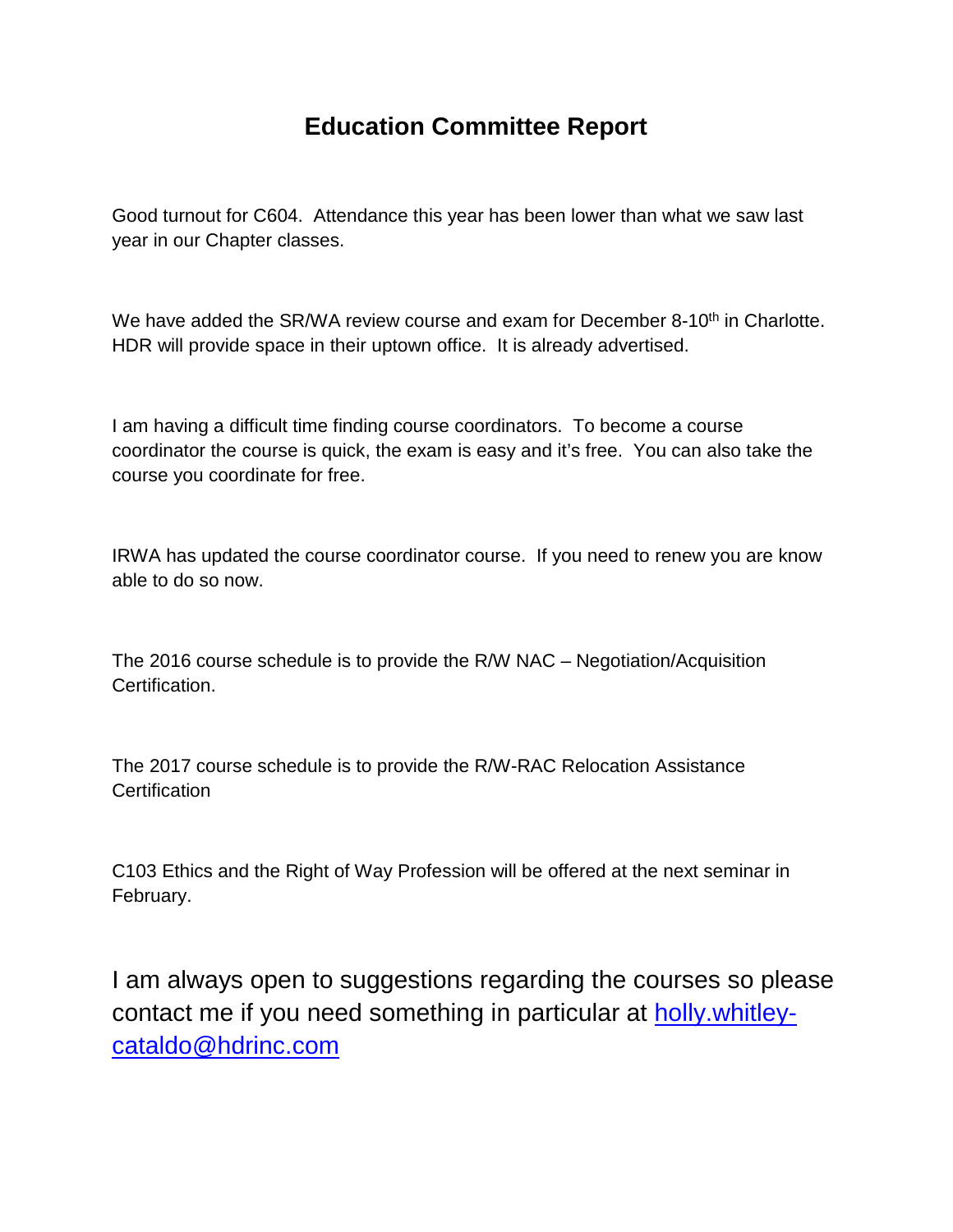# Education Committee Report

Good turnout for C604. Attendance this year has been lower than what we saw last year in our Chapter classes.

We have added the SR/WA review course and exam for December 8-10th in Charlotte. HDR will provide space in their uptown office. It is already advertised.

I am having a difficult time finding course coordinators. To become a course coordinator the course is quick, the exam is easy and it's free. You can also take the course you coordinate for free.

IRWA has updated the course coordinator course. If you need to renew you are know able to do so now.

The 2016 course schedule is to provide the R/W NAC – Negotiation/Acquisition Certification.

The 2017 course schedule is to provide the R/W-RAC Relocation Assistance Certification

C103 Ethics and the Right of Way Profession will be offered at the next seminar in February.

I am always open to suggestions regarding the courses so please contact me if you need something in particular at holly.whitley-cataldo@hdrinc.com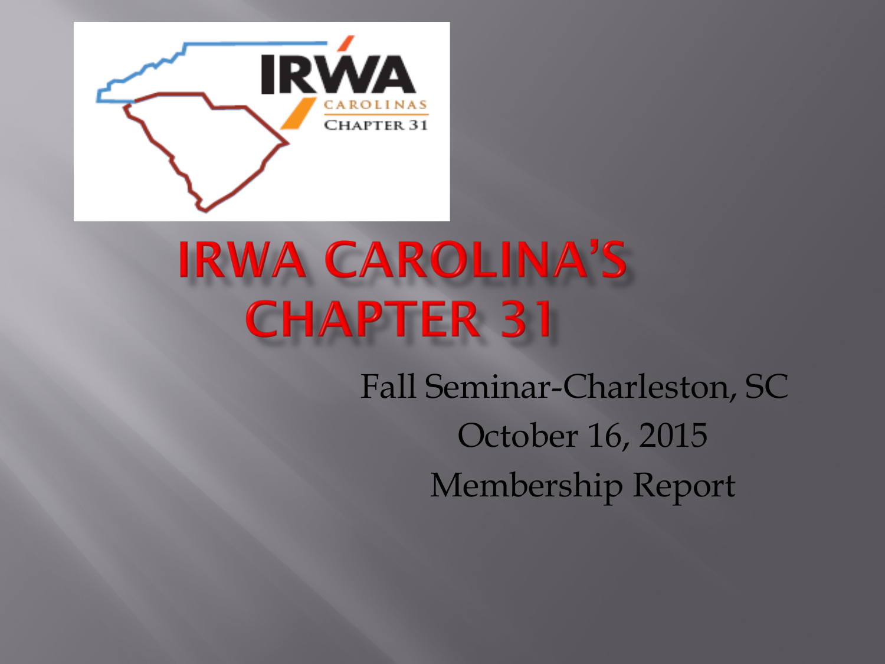# IRWA CAROLINA'S CHAPTER 31

Fall Seminar-Charleston, SC

October 16, 2015

Membership Report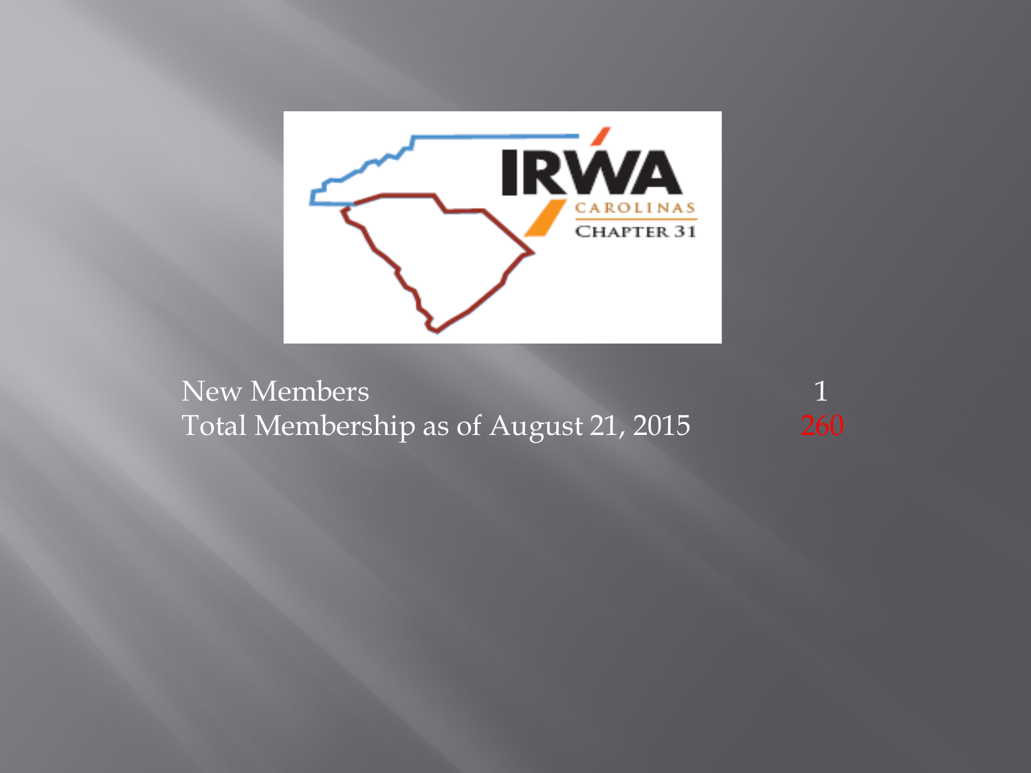| | |
|---|---|
| New Members | 1 |
| Total Membership as of August 21, 2015 | 260 |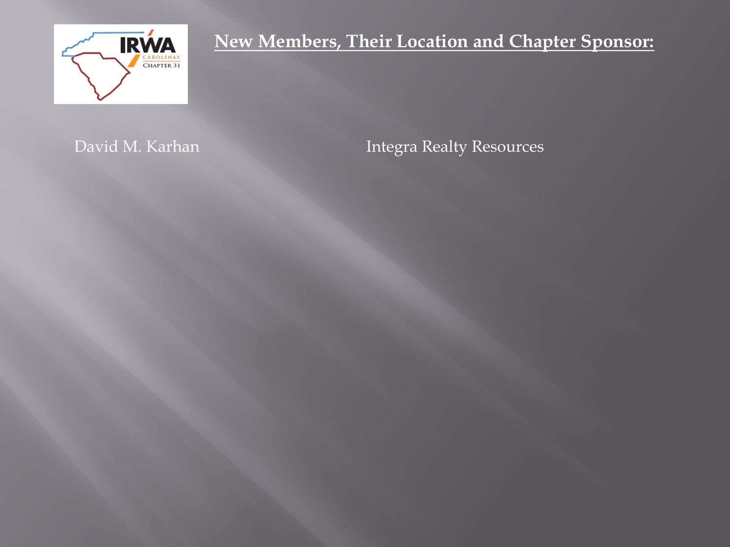## New Members, Their Location and Chapter Sponsor:

| | |
|---|---|
| David M. Karhan | Integra Realty Resources |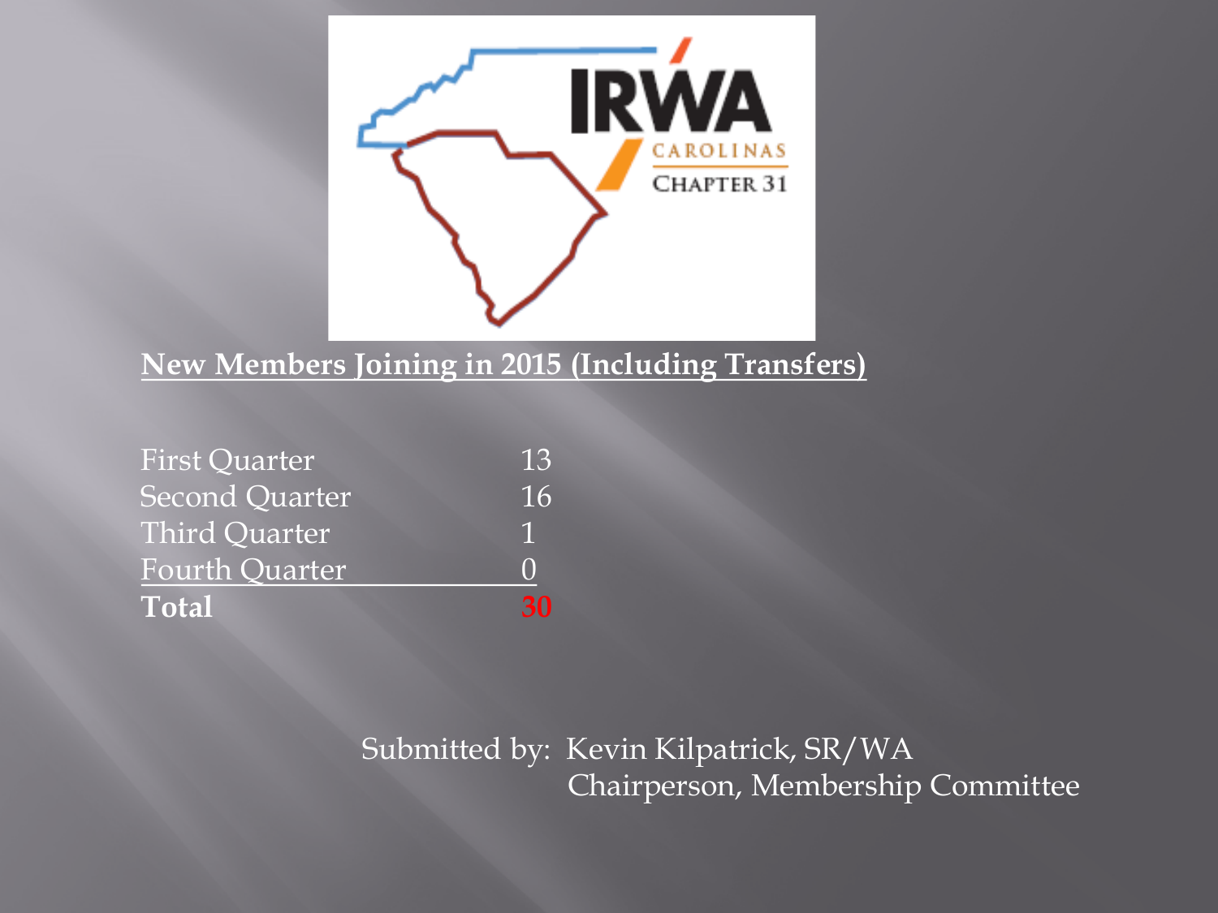## New Members Joining in 2015 (Including Transfers)

| | |
|---|---|
| First Quarter | 13 |
| Second Quarter | 16 |
| Third Quarter | 1 |
| Fourth Quarter | 0 |
| **Total** | **30** |

Submitted by: Kevin Kilpatrick, SR/WA
Chairperson, Membership Committee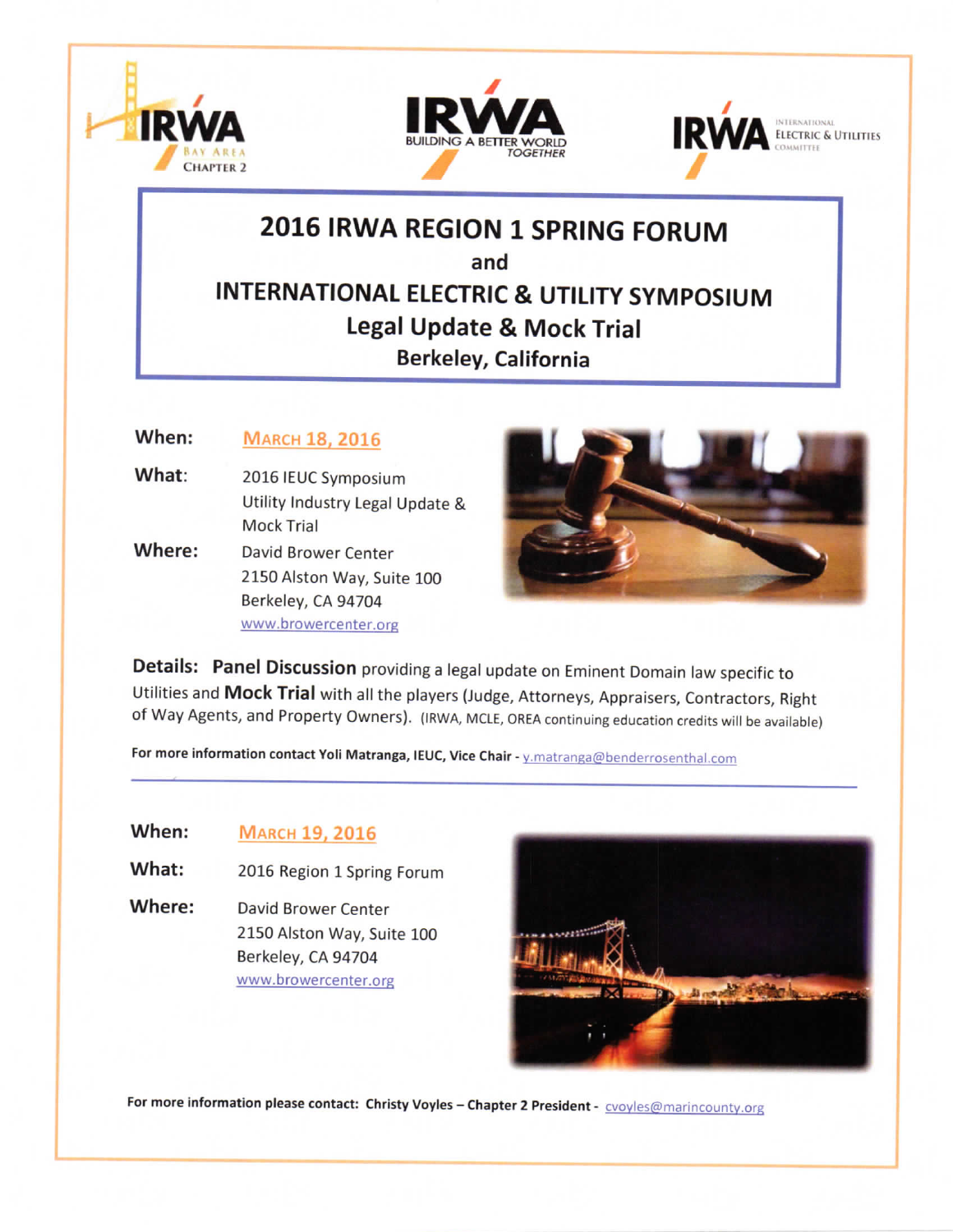# 2016 IRWA REGION 1 SPRING FORUM

and

## INTERNATIONAL ELECTRIC & UTILITY SYMPOSIUM

### Legal Update & Mock Trial

### Berkeley, California

**When:** MARCH 18, 2016

**What:** 2016 IEUC Symposium
Utility Industry Legal Update &
Mock Trial

**Where:** David Brower Center
2150 Alston Way, Suite 100
Berkeley, CA 94704
www.browercenter.org

**Details: Panel Discussion** providing a legal update on Eminent Domain law specific to Utilities and **Mock Trial** with all the players (Judge, Attorneys, Appraisers, Contractors, Right of Way Agents, and Property Owners). (IRWA, MCLE, OREA continuing education credits will be available)

**For more information contact Yoli Matranga, IEUC, Vice Chair** - y.matranga@benderrosenthal.com

---

**When:** MARCH 19, 2016

**What:** 2016 Region 1 Spring Forum

**Where:** David Brower Center
2150 Alston Way, Suite 100
Berkeley, CA 94704
www.browercenter.org

**For more information please contact: Christy Voyles – Chapter 2 President -** cvoyles@marincounty.org